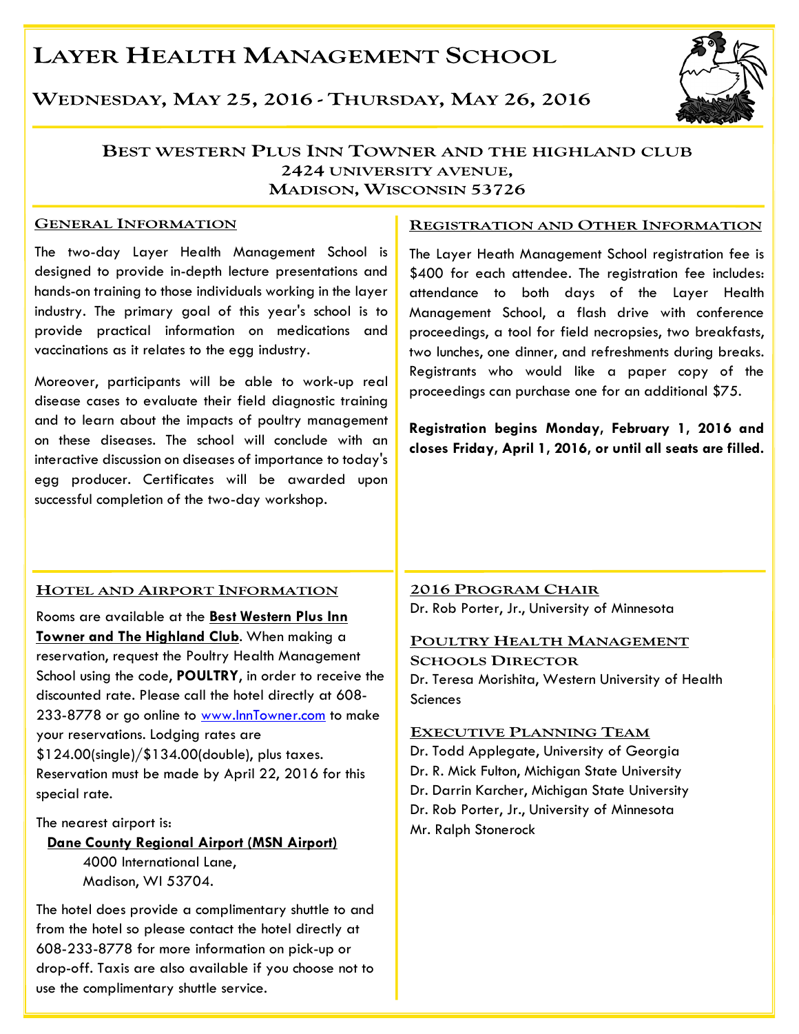# Layer Health Management School

## Wednesday, May 25, 2016 - Thursday, May 26, 2016

### Best Western Plus Inn Towner and the Highland Club
### 2424 University Avenue,
### Madison, Wisconsin 53726

## General Information

The two-day Layer Health Management School is designed to provide in-depth lecture presentations and hands-on training to those individuals working in the layer industry. The primary goal of this year's school is to provide practical information on medications and vaccinations as it relates to the egg industry.

Moreover, participants will be able to work-up real disease cases to evaluate their field diagnostic training and to learn about the impacts of poultry management on these diseases. The school will conclude with an interactive discussion on diseases of importance to today's egg producer. Certificates will be awarded upon successful completion of the two-day workshop.

## Registration and Other Information

The Layer Heath Management School registration fee is $400 for each attendee. The registration fee includes: attendance to both days of the Layer Health Management School, a flash drive with conference proceedings, a tool for field necropsies, two breakfasts, two lunches, one dinner, and refreshments during breaks. Registrants who would like a paper copy of the proceedings can purchase one for an additional $75.

**Registration begins Monday, February 1, 2016 and closes Friday, April 1, 2016, or until all seats are filled.**

## Hotel and Airport Information

Rooms are available at the **Best Western Plus Inn Towner and The Highland Club**. When making a reservation, request the Poultry Health Management School using the code, **POULTRY**, in order to receive the discounted rate. Please call the hotel directly at 608-233-8778 or go online to www.InnTowner.com to make your reservations. Lodging rates are $124.00(single)/$134.00(double), plus taxes. Reservation must be made by April 22, 2016 for this special rate.

The nearest airport is:

**Dane County Regional Airport (MSN Airport)**
4000 International Lane,
Madison, WI 53704.

The hotel does provide a complimentary shuttle to and from the hotel so please contact the hotel directly at 608-233-8778 for more information on pick-up or drop-off. Taxis are also available if you choose not to use the complimentary shuttle service.

## 2016 Program Chair

Dr. Rob Porter, Jr., University of Minnesota

## Poultry Health Management Schools Director

Dr. Teresa Morishita, Western University of Health Sciences

## Executive Planning Team

Dr. Todd Applegate, University of Georgia
Dr. R. Mick Fulton, Michigan State University
Dr. Darrin Karcher, Michigan State University
Dr. Rob Porter, Jr., University of Minnesota
Mr. Ralph Stonerock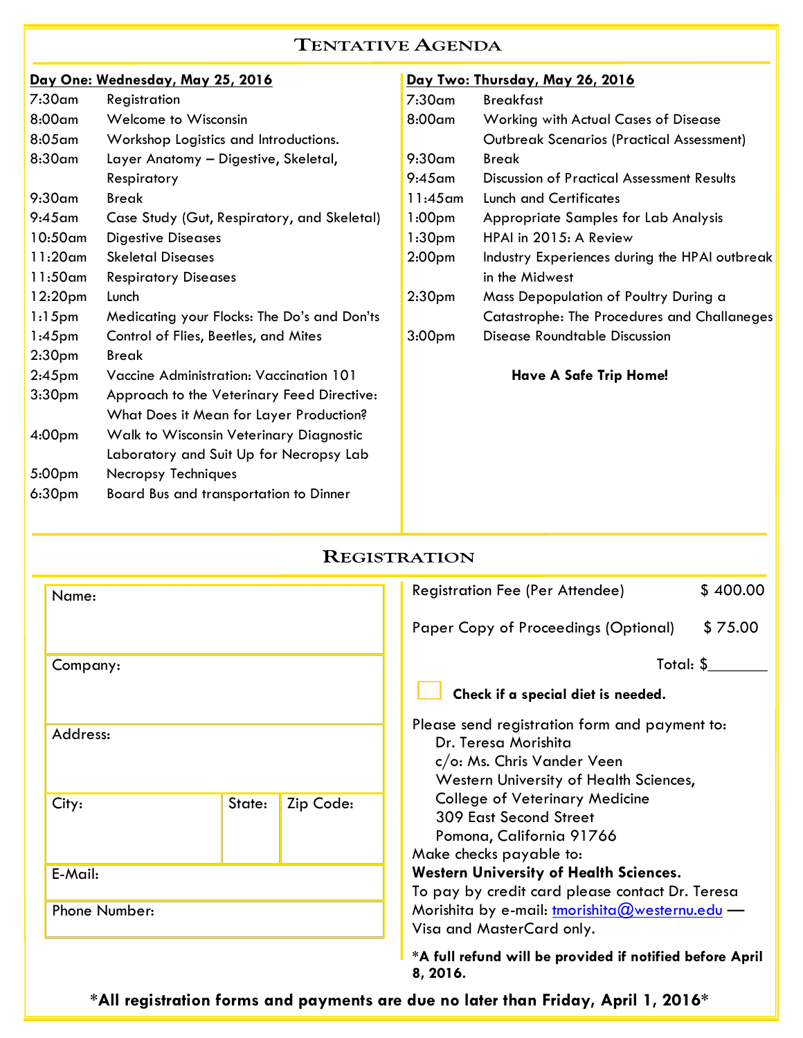# Tentative Agenda

## Day One: Wednesday, May 25, 2016

| | |
|---|---|
| 7:30am | Registration |
| 8:00am | Welcome to Wisconsin |
| 8:05am | Workshop Logistics and Introductions. |
| 8:30am | Layer Anatomy – Digestive, Skeletal, Respiratory |
| 9:30am | Break |
| 9:45am | Case Study (Gut, Respiratory, and Skeletal) |
| 10:50am | Digestive Diseases |
| 11:20am | Skeletal Diseases |
| 11:50am | Respiratory Diseases |
| 12:20pm | Lunch |
| 1:15pm | Medicating your Flocks: The Do's and Don'ts |
| 1:45pm | Control of Flies, Beetles, and Mites |
| 2:30pm | Break |
| 2:45pm | Vaccine Administration: Vaccination 101 |
| 3:30pm | Approach to the Veterinary Feed Directive: What Does it Mean for Layer Production? |
| 4:00pm | Walk to Wisconsin Veterinary Diagnostic Laboratory and Suit Up for Necropsy Lab |
| 5:00pm | Necropsy Techniques |
| 6:30pm | Board Bus and transportation to Dinner |

## Day Two: Thursday, May 26, 2016

| | |
|---|---|
| 7:30am | Breakfast |
| 8:00am | Working with Actual Cases of Disease Outbreak Scenarios (Practical Assessment) |
| 9:30am | Break |
| 9:45am | Discussion of Practical Assessment Results |
| 11:45am | Lunch and Certificates |
| 1:00pm | Appropriate Samples for Lab Analysis |
| 1:30pm | HPAI in 2015: A Review |
| 2:00pm | Industry Experiences during the HPAI outbreak in the Midwest |
| 2:30pm | Mass Depopulation of Poultry During a Catastrophe: The Procedures and Challaneges |
| 3:00pm | Disease Roundtable Discussion |

**Have A Safe Trip Home!**

# Registration

Name:

Company:

Address:

City: State: Zip Code:

E-Mail:

Phone Number:

| | |
|---|---|
| Registration Fee (Per Attendee) | $ 400.00 |
| Paper Copy of Proceedings (Optional) | $ 75.00 |
| Total: | $_______ |

☐ **Check if a special diet is needed.**

Please send registration form and payment to:
Dr. Teresa Morishita
c/o: Ms. Chris Vander Veen
Western University of Health Sciences,
College of Veterinary Medicine
309 East Second Street
Pomona, California 91766

Make checks payable to:
**Western University of Health Sciences.**

To pay by credit card please contact Dr. Teresa Morishita by e-mail: tmorishita@westernu.edu — Visa and MasterCard only.

***A full refund will be provided if notified before April 8, 2016.**

***All registration forms and payments are due no later than Friday, April 1, 2016***